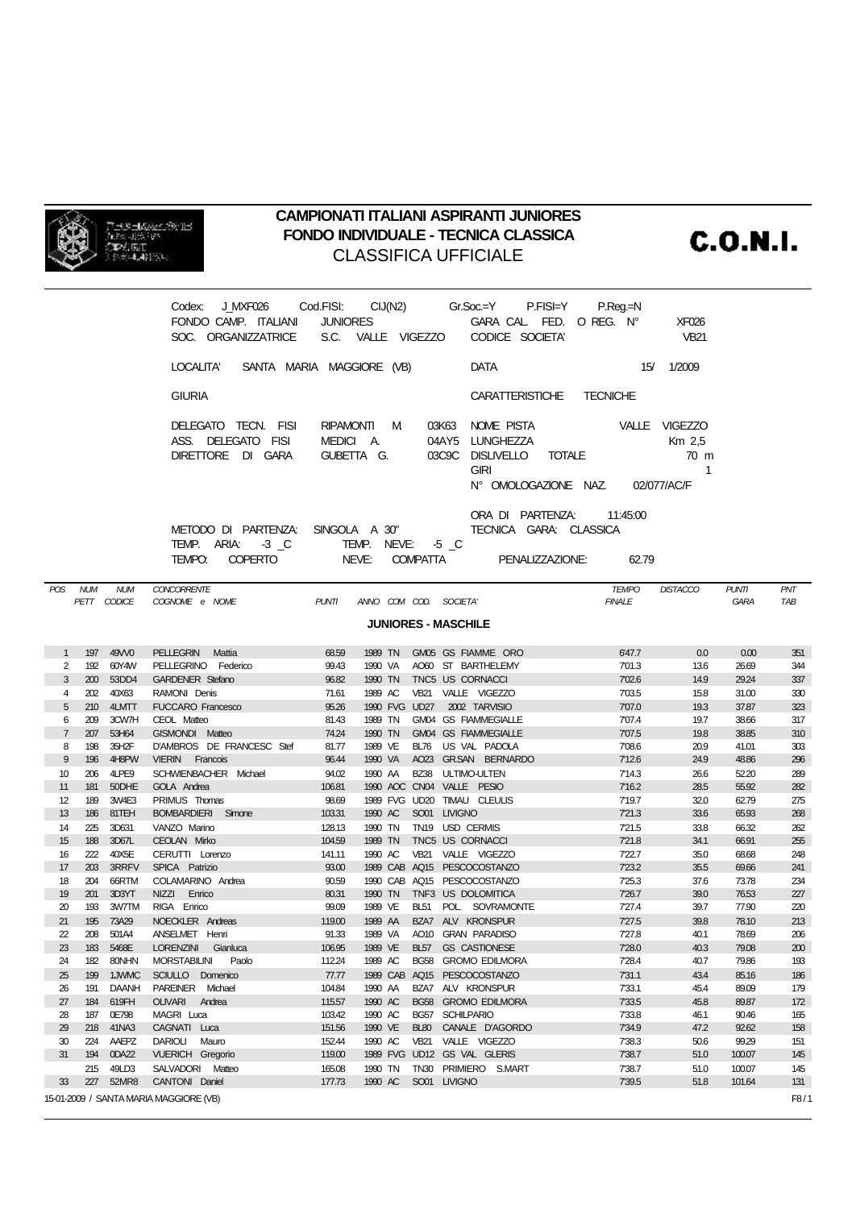# CAMPIONATI ITALIANI ASPIRANTI JUNIORES
## FONDO INDIVIDUALE - TECNICA CLASSICA
### CLASSIFICA UFFICIALE

C.O.N.I.

Codex: J_MXF026 Cod.FISI: CIJ(N2) Gr.Soc.=Y P.FISI=Y P.Reg.=N
FONDO CAMP. ITALIANI JUNIORES GARA CAL. FED. O REG. N° XF026
SOC. ORGANIZZATRICE S.C. VALLE VIGEZZO CODICE SOCIETA' VB21

LOCALITA' SANTA MARIA MAGGIORE (VB) DATA 15/ 1/2009

GIURIA CARATTERISTICHE TECNICHE

DELEGATO TECN. FISI RIPAMONTI M. 03K63 NOME PISTA VALLE VIGEZZO
ASS. DELEGATO FISI MEDICI A. 04AY5 LUNGHEZZA Km 2,5
DIRETTORE DI GARA GUBETTA G. 03C9C DISLIVELLO TOTALE 70 m
GIRI 1
N° OMOLOGAZIONE NAZ. 02/077/AC/F

ORA DI PARTENZA: 11:45:00
METODO DI PARTENZA: SINGOLA A 30" TECNICA GARA: CLASSICA
TEMP. ARIA: -3 _C TEMP. NEVE: -5 _C
TEMPO: COPERTO NEVE: COMPATTA PENALIZZAZIONE: 62.79

**JUNIORES - MASCHILE**

| POS | NUM PETT | NUM CODICE | CONCORRENTE COGNOME e NOME | PUNTI | ANNO | COM | COD. | SOCIETA' | TEMPO FINALE | DISTACCO | PUNTI GARA | PNT TAB |
|---|---|---|---|---|---|---|---|---|---|---|---|---|
| 1 | 197 | 49VV0 | PELLEGRIN Mattia | 68.59 | 1989 | TN | GM05 | GS FIAMME ORO | 6'47.7 | 0.0 | 0.00 | 351 |
| 2 | 192 | 60Y4W | PELLEGRINO Federico | 99.43 | 1990 | VA | AO60 | ST BARTHELEMY | 7'01.3 | 13.6 | 26.69 | 344 |
| 3 | 200 | 53DD4 | GARDENER Stefano | 96.82 | 1990 | TN | TNC5 | US CORNACCI | 7'02.6 | 14.9 | 29.24 | 337 |
| 4 | 202 | 40X63 | RAMONI Denis | 71.61 | 1989 | AC | VB21 | VALLE VIGEZZO | 7'03.5 | 15.8 | 31.00 | 330 |
| 5 | 210 | 4LMTT | FUCCARO Francesco | 95.26 | 1990 | FVG | UD27 | 2002 TARVISIO | 7'07.0 | 19.3 | 37.87 | 323 |
| 6 | 209 | 3CW7H | CEOL Matteo | 81.43 | 1989 | TN | GM04 | GS FIAMMEGIALLE | 7'07.4 | 19.7 | 38.66 | 317 |
| 7 | 207 | 53H64 | GISMONDI Matteo | 74.24 | 1990 | TN | GM04 | GS FIAMMEGIALLE | 7'07.5 | 19.8 | 38.85 | 310 |
| 8 | 198 | 35H2F | D'AMBROS DE FRANCESC Stef | 81.77 | 1989 | VE | BL76 | US VAL PADOLA | 7'08.6 | 20.9 | 41.01 | 303 |
| 9 | 196 | 4H8PW | VIERIN Francois | 96.44 | 1990 | VA | AO23 | GR.SAN BERNARDO | 7'12.6 | 24.9 | 48.86 | 296 |
| 10 | 206 | 4LPE9 | SCHWIENBACHER Michael | 94.02 | 1990 | AA | BZ38 | ULTIMO-ULTEN | 7'14.3 | 26.6 | 52.20 | 289 |
| 11 | 181 | 50DHE | GOLA Andrea | 106.81 | 1990 | AOC | CN04 | VALLE PESIO | 7'16.2 | 28.5 | 55.92 | 282 |
| 12 | 189 | 3W4E3 | PRIMUS Thomas | 98.69 | 1989 | FVG | UD20 | TIMAU CLEULIS | 7'19.7 | 32.0 | 62.79 | 275 |
| 13 | 186 | 81TEH | BOMBARDIERI Simone | 103.31 | 1990 | AC | SO01 | LIVIGNO | 7'21.3 | 33.6 | 65.93 | 268 |
| 14 | 225 | 3D631 | VANZO Marino | 128.13 | 1990 | TN | TN19 | USD CERMIS | 7'21.5 | 33.8 | 66.32 | 262 |
| 15 | 188 | 3D67L | CEOLAN Mirko | 104.59 | 1989 | TN | TNC5 | US CORNACCI | 7'21.8 | 34.1 | 66.91 | 255 |
| 16 | 222 | 40X5E | CERUTTI Lorenzo | 141.11 | 1990 | AC | VB21 | VALLE VIGEZZO | 7'22.7 | 35.0 | 68.68 | 248 |
| 17 | 203 | 3RRFV | SPICA Patrizio | 93.00 | 1989 | CAB | AQ15 | PESCOCOSTANZO | 7'23.2 | 35.5 | 69.66 | 241 |
| 18 | 204 | 66RTM | COLAMARINO Andrea | 90.59 | 1990 | CAB | AQ15 | PESCOCOSTANZO | 7'25.3 | 37.6 | 73.78 | 234 |
| 19 | 201 | 3D3YT | NIZZI Enrico | 80.31 | 1990 | TN | TNF3 | US DOLOMITICA | 7'26.7 | 39.0 | 76.53 | 227 |
| 20 | 193 | 3W7TM | RIGA Enrico | 99.09 | 1989 | VE | BL51 | POL. SOVRAMONTE | 7'27.4 | 39.7 | 77.90 | 220 |
| 21 | 195 | 73A29 | NOECKLER Andreas | 119.00 | 1989 | AA | BZA7 | ALV KRONSPUR | 7'27.5 | 39.8 | 78.10 | 213 |
| 22 | 208 | 501A4 | ANSELMET Henri | 91.33 | 1989 | VA | AO10 | GRAN PARADISO | 7'27.8 | 40.1 | 78.69 | 206 |
| 23 | 183 | 5468E | LORENZINI Gianluca | 106.95 | 1989 | VE | BL57 | GS CASTIONESE | 7'28.0 | 40.3 | 79.08 | 200 |
| 24 | 182 | 80NHN | MORSTABILINI Paolo | 112.24 | 1989 | AC | BG58 | GROMO EDILMORA | 7'28.4 | 40.7 | 79.86 | 193 |
| 25 | 199 | 1JWMC | SCIULLO Domenico | 77.77 | 1989 | CAB | AQ15 | PESCOCOSTANZO | 7'31.1 | 43.4 | 85.16 | 186 |
| 26 | 191 | DAANH | PAREINER Michael | 104.84 | 1990 | AA | BZA7 | ALV KRONSPUR | 7'33.1 | 45.4 | 89.09 | 179 |
| 27 | 184 | 619FH | OLIVARI Andrea | 115.57 | 1990 | AC | BG58 | GROMO EDILMORA | 7'33.5 | 45.8 | 89.87 | 172 |
| 28 | 187 | 0E798 | MAGRI Luca | 103.42 | 1990 | AC | BG57 | SCHILPARIO | 7'33.8 | 46.1 | 90.46 | 165 |
| 29 | 218 | 41NA3 | CAGNATI Luca | 151.56 | 1990 | VE | BL80 | CANALE D'AGORDO | 7'34.9 | 47.2 | 92.62 | 158 |
| 30 | 224 | AAEPZ | DARIOLI Mauro | 152.44 | 1990 | AC | VB21 | VALLE VIGEZZO | 7'38.3 | 50.6 | 99.29 | 151 |
| 31 | 194 | 0DA22 | VUERICH Gregorio | 119.00 | 1989 | FVG | UD12 | GS VAL GLERIS | 7'38.7 | 51.0 | 100.07 | 145 |
| | 215 | 49LD3 | SALVADORI Matteo | 165.08 | 1990 | TN | TN30 | PRIMIERO S.MART | 7'38.7 | 51.0 | 100.07 | 145 |
| 33 | 227 | 52MR8 | CANTONI Daniel | 177.73 | 1990 | AC | SO01 | LIVIGNO | 7'39.5 | 51.8 | 101.64 | 131 |

15-01-2009 / SANTA MARIA MAGGIORE (VB)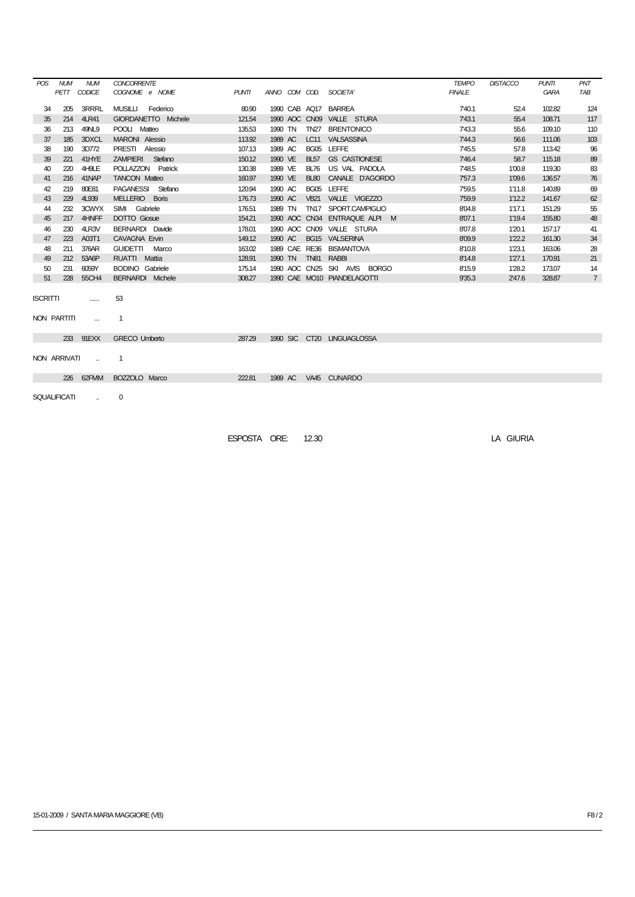| POS | NUM PETT | NUM CODICE | CONCORRENTE COGNOME e NOME | PUNTI | ANNO | COM | COD. | SOCIETA' | TEMPO FINALE | DISTACCO | PUNTI GARA | PNT TAB |
|---|---|---|---|---|---|---|---|---|---|---|---|---|
| 34 | 205 | 3RRRL | MUSILLI Federico | 80.90 | 1990 | CAB | AQ17 | BARREA | 7'40.1 | 52.4 | 102.82 | 124 |
| 35 | 214 | 4LR41 | GIORDANETTO Michele | 121.54 | 1990 | AOC | CN09 | VALLE STURA | 7'43.1 | 55.4 | 108.71 | 117 |
| 36 | 213 | 49NL9 | POOLI Matteo | 135.53 | 1990 | TN | TN27 | BRENTONICO | 7'43.3 | 55.6 | 109.10 | 110 |
| 37 | 185 | 3DXCL | MARONI Alessio | 113.92 | 1989 | AC | LC11 | VALSASSINA | 7'44.3 | 56.6 | 111.06 | 103 |
| 38 | 190 | 3D772 | PRESTI Alessio | 107.13 | 1989 | AC | BG05 | LEFFE | 7'45.5 | 57.8 | 113.42 | 96 |
| 39 | 221 | 41HYE | ZAMPIERI Stefano | 150.12 | 1990 | VE | BL57 | GS CASTIONESE | 7'46.4 | 58.7 | 115.18 | 89 |
| 40 | 220 | 4H9LE | POLLAZZON Patrick | 130.38 | 1989 | VE | BL76 | US VAL PADOLA | 7'48.5 | 1'00.8 | 119.30 | 83 |
| 41 | 216 | 41NAP | TANCON Matteo | 160.97 | 1990 | VE | BL80 | CANALE D'AGORDO | 7'57.3 | 1'09.6 | 136.57 | 76 |
| 42 | 219 | 80E81 | PAGANESSI Stefano | 120.94 | 1990 | AC | BG05 | LEFFE | 7'59.5 | 1'11.8 | 140.89 | 69 |
| 43 | 229 | 4L939 | MELLERIO Boris | 176.73 | 1990 | AC | VB21 | VALLE VIGEZZO | 7'59.9 | 1'12.2 | 141.67 | 62 |
| 44 | 232 | 3CWYX | SIMI Gabriele | 176.51 | 1989 | TN | TN17 | SPORT.CAMPIGLIO | 8'04.8 | 1'17.1 | 151.29 | 55 |
| 45 | 217 | 4HNFF | DOTTO Giosue | 154.21 | 1990 | AOC | CN34 | ENTRAQUE ALPI M | 8'07.1 | 1'19.4 | 155.80 | 48 |
| 46 | 230 | 4LR3V | BERNARDI Davide | 178.01 | 1990 | AOC | CN09 | VALLE STURA | 8'07.8 | 1'20.1 | 157.17 | 41 |
| 47 | 223 | A03T1 | CAVAGNA Ervin | 149.12 | 1990 | AC | BG15 | VALSERINA | 8'09.9 | 1'22.2 | 161.30 | 34 |
| 48 | 211 | 376AR | GUIDETTI Marco | 163.02 | 1989 | CAE | RE36 | BISMANTOVA | 8'10.8 | 1'23.1 | 163.06 | 28 |
| 49 | 212 | 53A6P | RUATTI Mattia | 128.91 | 1990 | TN | TN81 | RABBI | 8'14.8 | 1'27.1 | 170.91 | 21 |
| 50 | 231 | 6059Y | BODINO Gabriele | 175.14 | 1990 | AOC | CN25 | SKI AVIS BORGO | 8'15.9 | 1'28.2 | 173.07 | 14 |
| 51 | 228 | 55CH4 | BERNARDI Michele | 308.27 | 1990 | CAE | MO10 | PIANDELAGOTTI | 9'35.3 | 2'47.6 | 328.87 | 7 |

ISCRITTI ...... 53

NON PARTITI ... 1

| | | | | | | | |
|---|---|---|---|---|---|---|---|
| 233 | 91EXX | GRECO Umberto | 287.29 | 1990 | SIC | CT20 | LINGUAGLOSSA |

NON ARRIVATI .. 1

| | | | | | | | |
|---|---|---|---|---|---|---|---|
| 226 | 62FMM | BOZZOLO Marco | 222.81 | 1989 | AC | VA45 | CUNARDO |

SQUALIFICATI .. 0

ESPOSTA ORE: 12.30

LA GIURIA

15-01-2009 / SANTA MARIA MAGGIORE (VB)